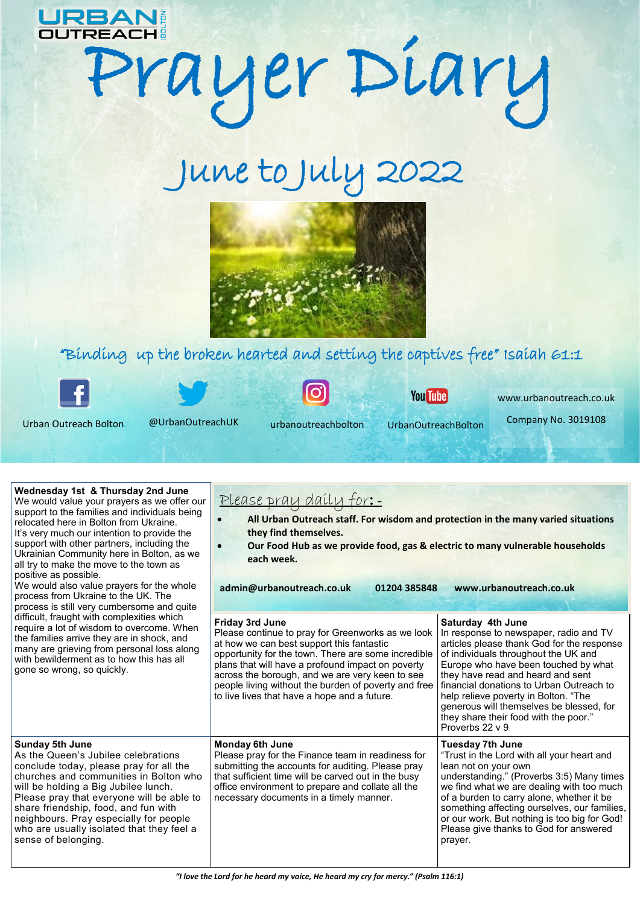# URBAN OUTREACH (BOLTON)

# Prayer Diary

## June to July 2022

"Binding up the broken hearted and setting the captives free" Isaiah 61:1

Urban Outreach Bolton | @UrbanOutreachUK | urbanoutreachbolton | UrbanOutreachBolton | www.urbanoutreach.co.uk

Company No. 3019108

### Please pray daily for: -

- **All Urban Outreach staff. For wisdom and protection in the many varied situations they find themselves.**
- **Our Food Hub as we provide food, gas & electric to many vulnerable households each week.**

**admin@urbanoutreach.co.uk 01204 385848 www.urbanoutreach.co.uk**

**Wednesday 1st & Thursday 2nd June**
We would value your prayers as we offer our support to the families and individuals being relocated here in Bolton from Ukraine. It's very much our intention to provide the support with other partners, including the Ukrainian Community here in Bolton, as we all try to make the move to the town as positive as possible.
We would also value prayers for the whole process from Ukraine to the UK. The process is still very cumbersome and quite difficult, fraught with complexities which require a lot of wisdom to overcome. When the families arrive they are in shock, and many are grieving from personal loss along with bewilderment as to how this has all gone so wrong, so quickly.

**Friday 3rd June**
Please continue to pray for Greenworks as we look at how we can best support this fantastic opportunity for the town. There are some incredible plans that will have a profound impact on poverty across the borough, and we are very keen to see people living without the burden of poverty and free to live lives that have a hope and a future.

**Saturday 4th June**
In response to newspaper, radio and TV articles please thank God for the response of individuals throughout the UK and Europe who have been touched by what they have read and heard and sent financial donations to Urban Outreach to help relieve poverty in Bolton. "The generous will themselves be blessed, for they share their food with the poor." Proverbs 22 v 9

**Sunday 5th June**
As the Queen's Jubilee celebrations conclude today, please pray for all the churches and communities in Bolton who will be holding a Big Jubilee lunch. Please pray that everyone will be able to share friendship, food, and fun with neighbours. Pray especially for people who are usually isolated that they feel a sense of belonging.

**Monday 6th June**
Please pray for the Finance team in readiness for submitting the accounts for auditing. Please pray that sufficient time will be carved out in the busy office environment to prepare and collate all the necessary documents in a timely manner.

**Tuesday 7th June**
"Trust in the Lord with all your heart and lean not on your own understanding." (Proverbs 3:5) Many times we find what we are dealing with too much of a burden to carry alone, whether it be something affecting ourselves, our families, or our work. But nothing is too big for God! Please give thanks to God for answered prayer.

***"I love the Lord for he heard my voice, He heard my cry for mercy." (Psalm 116:1)***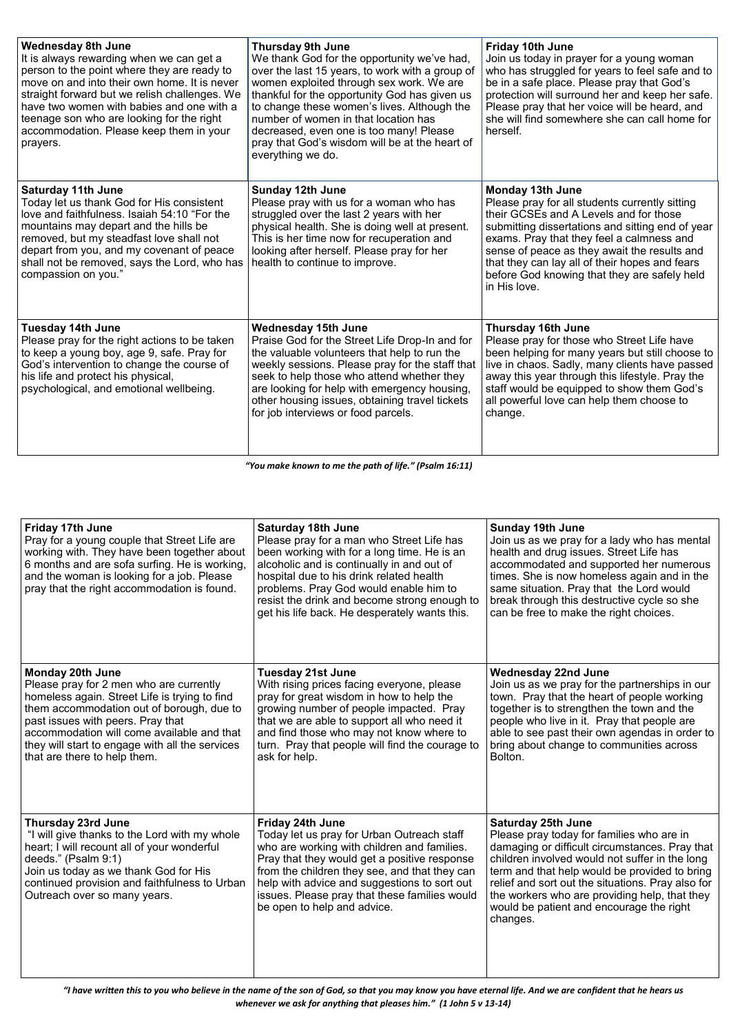| | | |
|---|---|---|
| **Wednesday 8th June**<br>It is always rewarding when we can get a person to the point where they are ready to move on and into their own home. It is never straight forward but we relish challenges. We have two women with babies and one with a teenage son who are looking for the right accommodation. Please keep them in your prayers. | **Thursday 9th June**<br>We thank God for the opportunity we've had, over the last 15 years, to work with a group of women exploited through sex work. We are thankful for the opportunity God has given us to change these women's lives. Although the number of women in that location has decreased, even one is too many! Please pray that God's wisdom will be at the heart of everything we do. | **Friday 10th June**<br>Join us today in prayer for a young woman who has struggled for years to feel safe and to be in a safe place. Please pray that God's protection will surround her and keep her safe. Please pray that her voice will be heard, and she will find somewhere she can call home for herself. |
| **Saturday 11th June**<br>Today let us thank God for His consistent love and faithfulness. Isaiah 54:10 "For the mountains may depart and the hills be removed, but my steadfast love shall not depart from you, and my covenant of peace shall not be removed, says the Lord, who has compassion on you." | **Sunday 12th June**<br>Please pray with us for a woman who has struggled over the last 2 years with her physical health. She is doing well at present. This is her time now for recuperation and looking after herself. Please pray for her health to continue to improve. | **Monday 13th June**<br>Please pray for all students currently sitting their GCSEs and A Levels and for those submitting dissertations and sitting end of year exams. Pray that they feel a calmness and sense of peace as they await the results and that they can lay all of their hopes and fears before God knowing that they are safely held in His love. |
| **Tuesday 14th June**<br>Please pray for the right actions to be taken to keep a young boy, age 9, safe. Pray for God's intervention to change the course of his life and protect his physical, psychological, and emotional wellbeing. | **Wednesday 15th June**<br>Praise God for the Street Life Drop-In and for the valuable volunteers that help to run the weekly sessions. Please pray for the staff that seek to help those who attend whether they are looking for help with emergency housing, other housing issues, obtaining travel tickets for job interviews or food parcels. | **Thursday 16th June**<br>Please pray for those who Street Life have been helping for many years but still choose to live in chaos. Sadly, many clients have passed away this year through this lifestyle. Pray the staff would be equipped to show them God's all powerful love can help them choose to change. |

***"You make known to me the path of life." (Psalm 16:11)***

| | | |
|---|---|---|
| **Friday 17th June**<br>Pray for a young couple that Street Life are working with. They have been together about 6 months and are sofa surfing. He is working, and the woman is looking for a job. Please pray that the right accommodation is found. | **Saturday 18th June**<br>Please pray for a man who Street Life has been working with for a long time. He is an alcoholic and is continually in and out of hospital due to his drink related health problems. Pray God would enable him to resist the drink and become strong enough to get his life back. He desperately wants this. | **Sunday 19th June**<br>Join us as we pray for a lady who has mental health and drug issues. Street Life has accommodated and supported her numerous times. She is now homeless again and in the same situation. Pray that the Lord would break through this destructive cycle so she can be free to make the right choices. |
| **Monday 20th June**<br>Please pray for 2 men who are currently homeless again. Street Life is trying to find them accommodation out of borough, due to past issues with peers. Pray that accommodation will come available and that they will start to engage with all the services that are there to help them. | **Tuesday 21st June**<br>With rising prices facing everyone, please pray for great wisdom in how to help the growing number of people impacted. Pray that we are able to support all who need it and find those who may not know where to turn. Pray that people will find the courage to ask for help. | **Wednesday 22nd June**<br>Join us as we pray for the partnerships in our town. Pray that the heart of people working together is to strengthen the town and the people who live in it. Pray that people are able to see past their own agendas in order to bring about change to communities across Bolton. |
| **Thursday 23rd June**<br>"I will give thanks to the Lord with my whole heart; I will recount all of your wonderful deeds." (Psalm 9:1)<br>Join us today as we thank God for His continued provision and faithfulness to Urban Outreach over so many years. | **Friday 24th June**<br>Today let us pray for Urban Outreach staff who are working with children and families. Pray that they would get a positive response from the children they see, and that they can help with advice and suggestions to sort out issues. Please pray that these families would be open to help and advice. | **Saturday 25th June**<br>Please pray today for families who are in damaging or difficult circumstances. Pray that children involved would not suffer in the long term and that help would be provided to bring relief and sort out the situations. Pray also for the workers who are providing help, that they would be patient and encourage the right changes. |

***"I have written this to you who believe in the name of the son of God, so that you may know you have eternal life. And we are confident that he hears us whenever we ask for anything that pleases him." (1 John 5 v 13-14)***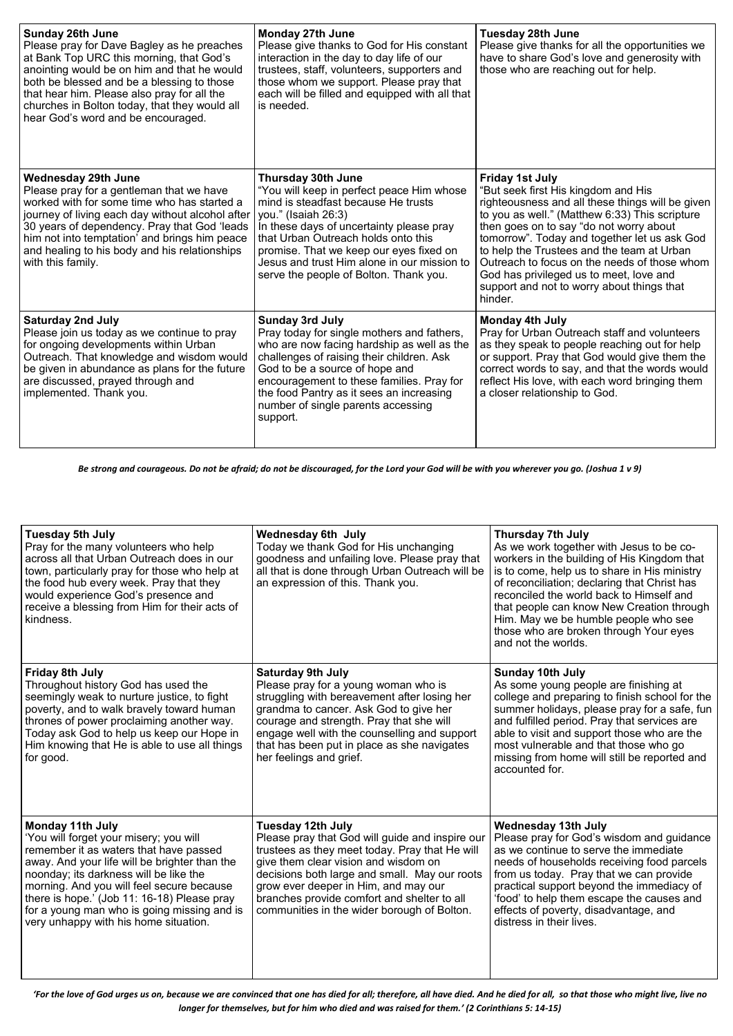| **Sunday 26th June** Please pray for Dave Bagley as he preaches at Bank Top URC this morning, that God's anointing would be on him and that he would both be blessed and be a blessing to those that hear him. Please also pray for all the churches in Bolton today, that they would all hear God's word and be encouraged. | **Monday 27th June** Please give thanks to God for His constant interaction in the day to day life of our trustees, staff, volunteers, supporters and those whom we support. Please pray that each will be filled and equipped with all that is needed. | **Tuesday 28th June** Please give thanks for all the opportunities we have to share God's love and generosity with those who are reaching out for help. |
|---|---|---|
| **Wednesday 29th June** Please pray for a gentleman that we have worked with for some time who has started a journey of living each day without alcohol after 30 years of dependency. Pray that God 'leads him not into temptation' and brings him peace and healing to his body and his relationships with this family. | **Thursday 30th June** "You will keep in perfect peace Him whose mind is steadfast because He trusts you." (Isaiah 26:3) In these days of uncertainty please pray that Urban Outreach holds onto this promise. That we keep our eyes fixed on Jesus and trust Him alone in our mission to serve the people of Bolton. Thank you. | **Friday 1st July** "But seek first His kingdom and His righteousness and all these things will be given to you as well." (Matthew 6:33) This scripture then goes on to say "do not worry about tomorrow". Today and together let us ask God to help the Trustees and the team at Urban Outreach to focus on the needs of those whom God has privileged us to meet, love and support and not to worry about things that hinder. |
| **Saturday 2nd July** Please join us today as we continue to pray for ongoing developments within Urban Outreach. That knowledge and wisdom would be given in abundance as plans for the future are discussed, prayed through and implemented. Thank you. | **Sunday 3rd July** Pray today for single mothers and fathers, who are now facing hardship as well as the challenges of raising their children. Ask God to be a source of hope and encouragement to these families. Pray for the food Pantry as it sees an increasing number of single parents accessing support. | **Monday 4th July** Pray for Urban Outreach staff and volunteers as they speak to people reaching out for help or support. Pray that God would give them the correct words to say, and that the words would reflect His love, with each word bringing them a closer relationship to God. |

*Be strong and courageous. Do not be afraid; do not be discouraged, for the Lord your God will be with you wherever you go. (Joshua 1 v 9)*

| **Tuesday 5th July** Pray for the many volunteers who help across all that Urban Outreach does in our town, particularly pray for those who help at the food hub every week. Pray that they would experience God's presence and receive a blessing from Him for their acts of kindness. | **Wednesday 6th July** Today we thank God for His unchanging goodness and unfailing love. Please pray that all that is done through Urban Outreach will be an expression of this. Thank you. | **Thursday 7th July** As we work together with Jesus to be co-workers in the building of His Kingdom that is to come, help us to share in His ministry of reconciliation; declaring that Christ has reconciled the world back to Himself and that people can know New Creation through Him. May we be humble people who see those who are broken through Your eyes and not the worlds. |
|---|---|---|
| **Friday 8th July** Throughout history God has used the seemingly weak to nurture justice, to fight poverty, and to walk bravely toward human thrones of power proclaiming another way. Today ask God to help us keep our Hope in Him knowing that He is able to use all things for good. | **Saturday 9th July** Please pray for a young woman who is struggling with bereavement after losing her grandma to cancer. Ask God to give her courage and strength. Pray that she will engage well with the counselling and support that has been put in place as she navigates her feelings and grief. | **Sunday 10th July** As some young people are finishing at college and preparing to finish school for the summer holidays, please pray for a safe, fun and fulfilled period. Pray that services are able to visit and support those who are the most vulnerable and that those who go missing from home will still be reported and accounted for. |
| **Monday 11th July** 'You will forget your misery; you will remember it as waters that have passed away. And your life will be brighter than the noonday; its darkness will be like the morning. And you will feel secure because there is hope.' (Job 11: 16-18) Please pray for a young man who is going missing and is very unhappy with his home situation. | **Tuesday 12th July** Please pray that God will guide and inspire our trustees as they meet today. Pray that He will give them clear vision and wisdom on decisions both large and small. May our roots grow ever deeper in Him, and may our branches provide comfort and shelter to all communities in the wider borough of Bolton. | **Wednesday 13th July** Please pray for God's wisdom and guidance as we continue to serve the immediate needs of households receiving food parcels from us today. Pray that we can provide practical support beyond the immediacy of 'food' to help them escape the causes and effects of poverty, disadvantage, and distress in their lives. |

*'For the love of God urges us on, because we are convinced that one has died for all; therefore, all have died. And he died for all, so that those who might live, live no longer for themselves, but for him who died and was raised for them.' (2 Corinthians 5: 14-15)*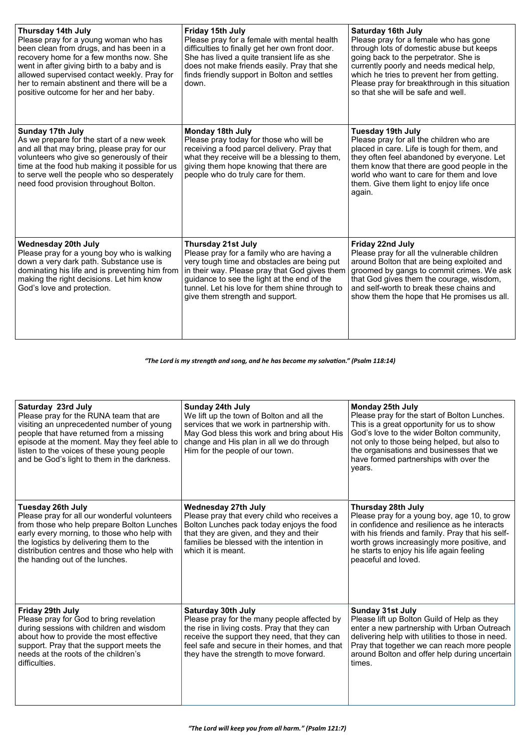| | | |
|---|---|---|
| **Thursday 14th July**<br>Please pray for a young woman who has been clean from drugs, and has been in a recovery home for a few months now. She went in after giving birth to a baby and is allowed supervised contact weekly. Pray for her to remain abstinent and there will be a positive outcome for her and her baby. | **Friday 15th July**<br>Please pray for a female with mental health difficulties to finally get her own front door. She has lived a quite transient life as she does not make friends easily. Pray that she finds friendly support in Bolton and settles down. | **Saturday 16th July**<br>Please pray for a female who has gone through lots of domestic abuse but keeps going back to the perpetrator. She is currently poorly and needs medical help, which he tries to prevent her from getting. Please pray for breakthrough in this situation so that she will be safe and well. |
| **Sunday 17th July**<br>As we prepare for the start of a new week and all that may bring, please pray for our volunteers who give so generously of their time at the food hub making it possible for us to serve well the people who so desperately need food provision throughout Bolton. | **Monday 18th July**<br>Please pray today for those who will be receiving a food parcel delivery. Pray that what they receive will be a blessing to them, giving them hope knowing that there are people who do truly care for them. | **Tuesday 19th July**<br>Please pray for all the children who are placed in care. Life is tough for them, and they often feel abandoned by everyone. Let them know that there are good people in the world who want to care for them and love them. Give them light to enjoy life once again. |
| **Wednesday 20th July**<br>Please pray for a young boy who is walking down a very dark path. Substance use is dominating his life and is preventing him from making the right decisions. Let him know God's love and protection. | **Thursday 21st July**<br>Please pray for a family who are having a very tough time and obstacles are being put in their way. Please pray that God gives them guidance to see the light at the end of the tunnel. Let his love for them shine through to give them strength and support. | **Friday 22nd July**<br>Please pray for all the vulnerable children around Bolton that are being exploited and groomed by gangs to commit crimes. We ask that God gives them the courage, wisdom, and self-worth to break these chains and show them the hope that He promises us all. |

***"The Lord is my strength and song, and he has become my salvation." (Psalm 118:14)***

| | | |
|---|---|---|
| **Saturday 23rd July**<br>Please pray for the RUNA team that are visiting an unprecedented number of young people that have returned from a missing episode at the moment. May they feel able to listen to the voices of these young people and be God's light to them in the darkness. | **Sunday 24th July**<br>We lift up the town of Bolton and all the services that we work in partnership with. May God bless this work and bring about His change and His plan in all we do through Him for the people of our town. | **Monday 25th July**<br>Please pray for the start of Bolton Lunches. This is a great opportunity for us to show God's love to the wider Bolton community, not only to those being helped, but also to the organisations and businesses that we have formed partnerships with over the years. |
| **Tuesday 26th July**<br>Please pray for all our wonderful volunteers from those who help prepare Bolton Lunches early every morning, to those who help with the logistics by delivering them to the distribution centres and those who help with the handing out of the lunches. | **Wednesday 27th July**<br>Please pray that every child who receives a Bolton Lunches pack today enjoys the food that they are given, and they and their families be blessed with the intention in which it is meant. | **Thursday 28th July**<br>Please pray for a young boy, age 10, to grow in confidence and resilience as he interacts with his friends and family. Pray that his self-worth grows increasingly more positive, and he starts to enjoy his life again feeling peaceful and loved. |
| **Friday 29th July**<br>Please pray for God to bring revelation during sessions with children and wisdom about how to provide the most effective support. Pray that the support meets the needs at the roots of the children's difficulties. | **Saturday 30th July**<br>Please pray for the many people affected by the rise in living costs. Pray that they can receive the support they need, that they can feel safe and secure in their homes, and that they have the strength to move forward. | **Sunday 31st July**<br>Please lift up Bolton Guild of Help as they enter a new partnership with Urban Outreach delivering help with utilities to those in need. Pray that together we can reach more people around Bolton and offer help during uncertain times. |

***"The Lord will keep you from all harm." (Psalm 121:7)***